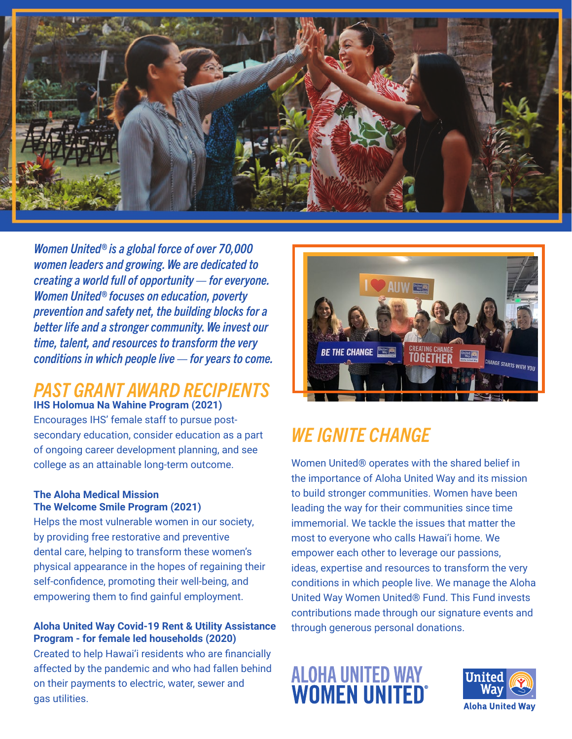*Women United® is a global force of over 70,000 women leaders and growing. We are dedicated to creating a world full of opportunity — for everyone. Women United® focuses on education, poverty prevention and safety net, the building blocks for a better life and a stronger community. We invest our time, talent, and resources to transform the very conditions in which people live — for years to come.*

## PAST GRANT AWARD RECIPIENTS

**IHS Holomua Na Wahine Program (2021)**
Encourages IHS' female staff to pursue post-secondary education, consider education as a part of ongoing career development planning, and see college as an attainable long-term outcome.

**The Aloha Medical Mission**
**The Welcome Smile Program (2021)**
Helps the most vulnerable women in our society, by providing free restorative and preventive dental care, helping to transform these women's physical appearance in the hopes of regaining their self-confidence, promoting their well-being, and empowering them to find gainful employment.

**Aloha United Way Covid-19 Rent & Utility Assistance Program - for female led households (2020)**
Created to help Hawai'i residents who are financially affected by the pandemic and who had fallen behind on their payments to electric, water, sewer and gas utilities.

## WE IGNITE CHANGE

Women United® operates with the shared belief in the importance of Aloha United Way and its mission to build stronger communities. Women have been leading the way for their communities since time immemorial. We tackle the issues that matter the most to everyone who calls Hawai'i home. We empower each other to leverage our passions, ideas, expertise and resources to transform the very conditions in which people live. We manage the Aloha United Way Women United® Fund. This Fund invests contributions made through our signature events and through generous personal donations.

**ALOHA UNITED WAY WOMEN UNITED®**

United Way
Aloha United Way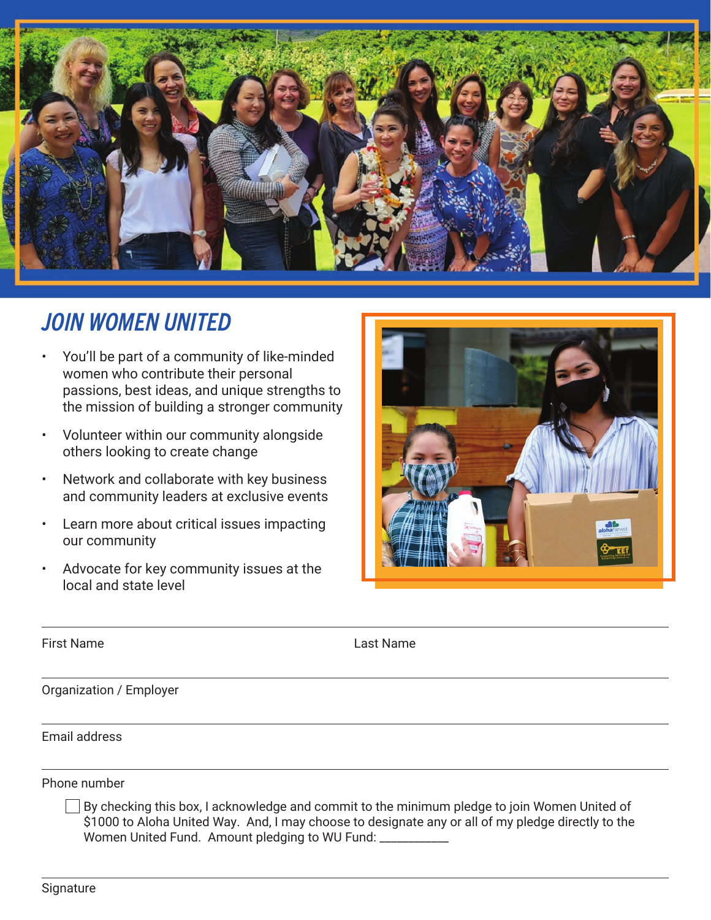## JOIN WOMEN UNITED

- You'll be part of a community of like-minded women who contribute their personal passions, best ideas, and unique strengths to the mission of building a stronger community
- Volunteer within our community alongside others looking to create change
- Network and collaborate with key business and community leaders at exclusive events
- Learn more about critical issues impacting our community
- Advocate for key community issues at the local and state level

First Name

Last Name

Organization / Employer

Email address

Phone number

☐ By checking this box, I acknowledge and commit to the minimum pledge to join Women United of $1000 to Aloha United Way. And, I may choose to designate any or all of my pledge directly to the Women United Fund. Amount pledging to WU Fund: ___________

Signature